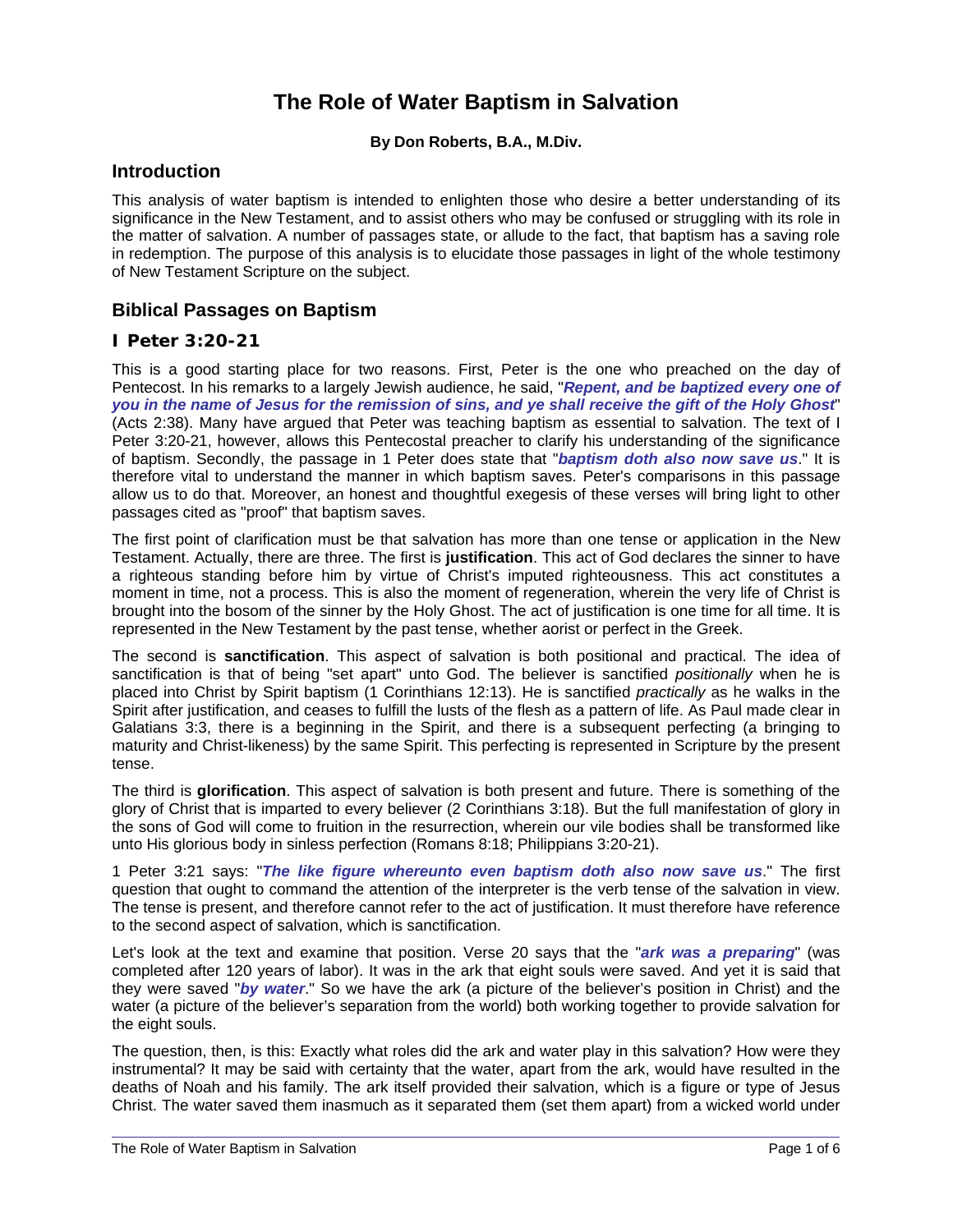# The Role of Water Baptism in Salvation

**By Don Roberts, B.A., M.Div.**

## Introduction

This analysis of water baptism is intended to enlighten those who desire a better understanding of its significance in the New Testament, and to assist others who may be confused or struggling with its role in the matter of salvation. A number of passages state, or allude to the fact, that baptism has a saving role in redemption. The purpose of this analysis is to elucidate those passages in light of the whole testimony of New Testament Scripture on the subject.

## Biblical Passages on Baptism

### I Peter 3:20-21

This is a good starting place for two reasons. First, Peter is the one who preached on the day of Pentecost. In his remarks to a largely Jewish audience, he said, "***Repent, and be baptized every one of you in the name of Jesus for the remission of sins, and ye shall receive the gift of the Holy Ghost***" (Acts 2:38). Many have argued that Peter was teaching baptism as essential to salvation. The text of I Peter 3:20-21, however, allows this Pentecostal preacher to clarify his understanding of the significance of baptism. Secondly, the passage in 1 Peter does state that "***baptism doth also now save us***." It is therefore vital to understand the manner in which baptism saves. Peter's comparisons in this passage allow us to do that. Moreover, an honest and thoughtful exegesis of these verses will bring light to other passages cited as "proof" that baptism saves.

The first point of clarification must be that salvation has more than one tense or application in the New Testament. Actually, there are three. The first is **justification**. This act of God declares the sinner to have a righteous standing before him by virtue of Christ's imputed righteousness. This act constitutes a moment in time, not a process. This is also the moment of regeneration, wherein the very life of Christ is brought into the bosom of the sinner by the Holy Ghost. The act of justification is one time for all time. It is represented in the New Testament by the past tense, whether aorist or perfect in the Greek.

The second is **sanctification**. This aspect of salvation is both positional and practical. The idea of sanctification is that of being "set apart" unto God. The believer is sanctified *positionally* when he is placed into Christ by Spirit baptism (1 Corinthians 12:13). He is sanctified *practically* as he walks in the Spirit after justification, and ceases to fulfill the lusts of the flesh as a pattern of life. As Paul made clear in Galatians 3:3, there is a beginning in the Spirit, and there is a subsequent perfecting (a bringing to maturity and Christ-likeness) by the same Spirit. This perfecting is represented in Scripture by the present tense.

The third is **glorification**. This aspect of salvation is both present and future. There is something of the glory of Christ that is imparted to every believer (2 Corinthians 3:18). But the full manifestation of glory in the sons of God will come to fruition in the resurrection, wherein our vile bodies shall be transformed like unto His glorious body in sinless perfection (Romans 8:18; Philippians 3:20-21).

1 Peter 3:21 says: "***The like figure whereunto even baptism doth also now save us***." The first question that ought to command the attention of the interpreter is the verb tense of the salvation in view. The tense is present, and therefore cannot refer to the act of justification. It must therefore have reference to the second aspect of salvation, which is sanctification.

Let's look at the text and examine that position. Verse 20 says that the "***ark was a preparing***" (was completed after 120 years of labor). It was in the ark that eight souls were saved. And yet it is said that they were saved "***by water***." So we have the ark (a picture of the believer's position in Christ) and the water (a picture of the believer's separation from the world) both working together to provide salvation for the eight souls.

The question, then, is this: Exactly what roles did the ark and water play in this salvation? How were they instrumental? It may be said with certainty that the water, apart from the ark, would have resulted in the deaths of Noah and his family. The ark itself provided their salvation, which is a figure or type of Jesus Christ. The water saved them inasmuch as it separated them (set them apart) from a wicked world under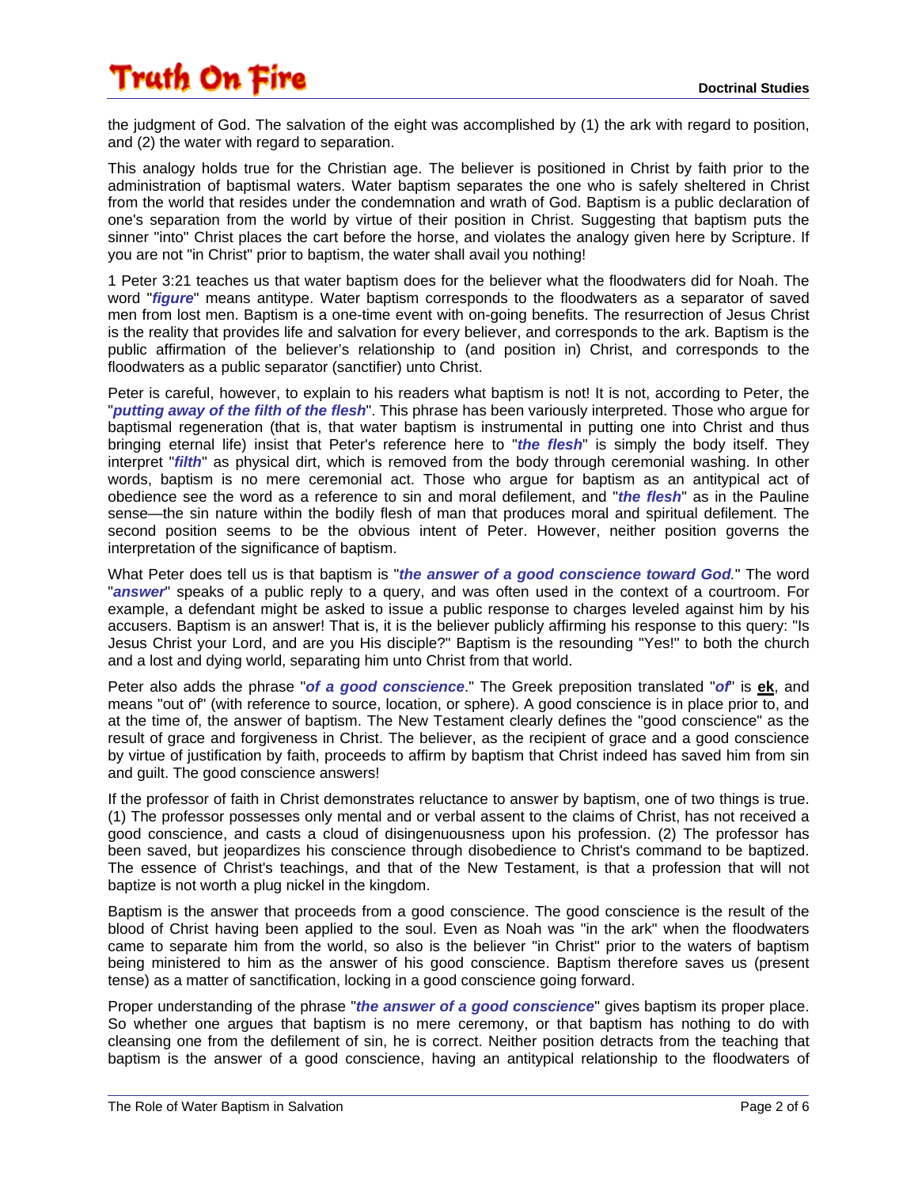the judgment of God. The salvation of the eight was accomplished by (1) the ark with regard to position, and (2) the water with regard to separation.

This analogy holds true for the Christian age. The believer is positioned in Christ by faith prior to the administration of baptismal waters. Water baptism separates the one who is safely sheltered in Christ from the world that resides under the condemnation and wrath of God. Baptism is a public declaration of one's separation from the world by virtue of their position in Christ. Suggesting that baptism puts the sinner "into" Christ places the cart before the horse, and violates the analogy given here by Scripture. If you are not "in Christ" prior to baptism, the water shall avail you nothing!

1 Peter 3:21 teaches us that water baptism does for the believer what the floodwaters did for Noah. The word "***figure***" means antitype. Water baptism corresponds to the floodwaters as a separator of saved men from lost men. Baptism is a one-time event with on-going benefits. The resurrection of Jesus Christ is the reality that provides life and salvation for every believer, and corresponds to the ark. Baptism is the public affirmation of the believer's relationship to (and position in) Christ, and corresponds to the floodwaters as a public separator (sanctifier) unto Christ.

Peter is careful, however, to explain to his readers what baptism is not! It is not, according to Peter, the "***putting away of the filth of the flesh***". This phrase has been variously interpreted. Those who argue for baptismal regeneration (that is, that water baptism is instrumental in putting one into Christ and thus bringing eternal life) insist that Peter's reference here to "***the flesh***" is simply the body itself. They interpret "***filth***" as physical dirt, which is removed from the body through ceremonial washing. In other words, baptism is no mere ceremonial act. Those who argue for baptism as an antitypical act of obedience see the word as a reference to sin and moral defilement, and "***the flesh***" as in the Pauline sense—the sin nature within the bodily flesh of man that produces moral and spiritual defilement. The second position seems to be the obvious intent of Peter. However, neither position governs the interpretation of the significance of baptism.

What Peter does tell us is that baptism is "***the answer of a good conscience toward God.***" The word "***answer***" speaks of a public reply to a query, and was often used in the context of a courtroom. For example, a defendant might be asked to issue a public response to charges leveled against him by his accusers. Baptism is an answer! That is, it is the believer publicly affirming his response to this query: "Is Jesus Christ your Lord, and are you His disciple?" Baptism is the resounding "Yes!" to both the church and a lost and dying world, separating him unto Christ from that world.

Peter also adds the phrase "***of a good conscience***." The Greek preposition translated "***of***" is **ek**, and means "out of" (with reference to source, location, or sphere). A good conscience is in place prior to, and at the time of, the answer of baptism. The New Testament clearly defines the "good conscience" as the result of grace and forgiveness in Christ. The believer, as the recipient of grace and a good conscience by virtue of justification by faith, proceeds to affirm by baptism that Christ indeed has saved him from sin and guilt. The good conscience answers!

If the professor of faith in Christ demonstrates reluctance to answer by baptism, one of two things is true. (1) The professor possesses only mental and or verbal assent to the claims of Christ, has not received a good conscience, and casts a cloud of disingenuousness upon his profession. (2) The professor has been saved, but jeopardizes his conscience through disobedience to Christ's command to be baptized. The essence of Christ's teachings, and that of the New Testament, is that a profession that will not baptize is not worth a plug nickel in the kingdom.

Baptism is the answer that proceeds from a good conscience. The good conscience is the result of the blood of Christ having been applied to the soul. Even as Noah was "in the ark" when the floodwaters came to separate him from the world, so also is the believer "in Christ" prior to the waters of baptism being ministered to him as the answer of his good conscience. Baptism therefore saves us (present tense) as a matter of sanctification, locking in a good conscience going forward.

Proper understanding of the phrase "***the answer of a good conscience***" gives baptism its proper place. So whether one argues that baptism is no mere ceremony, or that baptism has nothing to do with cleansing one from the defilement of sin, he is correct. Neither position detracts from the teaching that baptism is the answer of a good conscience, having an antitypical relationship to the floodwaters of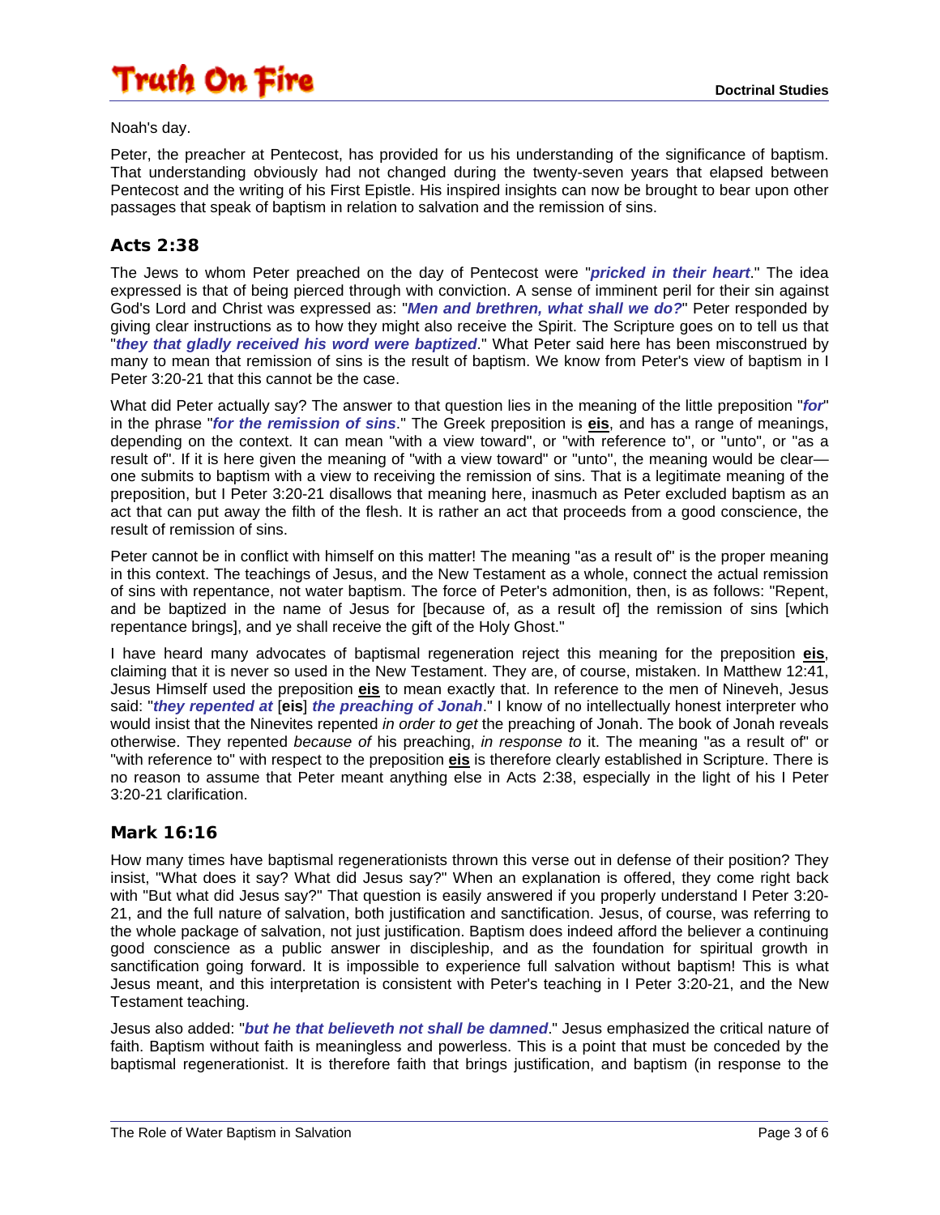Noah's day.

Peter, the preacher at Pentecost, has provided for us his understanding of the significance of baptism. That understanding obviously had not changed during the twenty-seven years that elapsed between Pentecost and the writing of his First Epistle. His inspired insights can now be brought to bear upon other passages that speak of baptism in relation to salvation and the remission of sins.

## Acts 2:38

The Jews to whom Peter preached on the day of Pentecost were "***pricked in their heart***." The idea expressed is that of being pierced through with conviction. A sense of imminent peril for their sin against God's Lord and Christ was expressed as: "***Men and brethren, what shall we do?***" Peter responded by giving clear instructions as to how they might also receive the Spirit. The Scripture goes on to tell us that "***they that gladly received his word were baptized***." What Peter said here has been misconstrued by many to mean that remission of sins is the result of baptism. We know from Peter's view of baptism in I Peter 3:20-21 that this cannot be the case.

What did Peter actually say? The answer to that question lies in the meaning of the little preposition "***for***" in the phrase "***for the remission of sins***." The Greek preposition is **eis**, and has a range of meanings, depending on the context. It can mean "with a view toward", or "with reference to", or "unto", or "as a result of". If it is here given the meaning of "with a view toward" or "unto", the meaning would be clear—one submits to baptism with a view to receiving the remission of sins. That is a legitimate meaning of the preposition, but I Peter 3:20-21 disallows that meaning here, inasmuch as Peter excluded baptism as an act that can put away the filth of the flesh. It is rather an act that proceeds from a good conscience, the result of remission of sins.

Peter cannot be in conflict with himself on this matter! The meaning "as a result of" is the proper meaning in this context. The teachings of Jesus, and the New Testament as a whole, connect the actual remission of sins with repentance, not water baptism. The force of Peter's admonition, then, is as follows: "Repent, and be baptized in the name of Jesus for [because of, as a result of] the remission of sins [which repentance brings], and ye shall receive the gift of the Holy Ghost."

I have heard many advocates of baptismal regeneration reject this meaning for the preposition **eis**, claiming that it is never so used in the New Testament. They are, of course, mistaken. In Matthew 12:41, Jesus Himself used the preposition **eis** to mean exactly that. In reference to the men of Nineveh, Jesus said: "***they repented at*** [**eis**] ***the preaching of Jonah***." I know of no intellectually honest interpreter who would insist that the Ninevites repented *in order to get* the preaching of Jonah. The book of Jonah reveals otherwise. They repented *because of* his preaching, *in response to* it. The meaning "as a result of" or "with reference to" with respect to the preposition **eis** is therefore clearly established in Scripture. There is no reason to assume that Peter meant anything else in Acts 2:38, especially in the light of his I Peter 3:20-21 clarification.

## Mark 16:16

How many times have baptismal regenerationists thrown this verse out in defense of their position? They insist, "What does it say? What did Jesus say?" When an explanation is offered, they come right back with "But what did Jesus say?" That question is easily answered if you properly understand I Peter 3:20-21, and the full nature of salvation, both justification and sanctification. Jesus, of course, was referring to the whole package of salvation, not just justification. Baptism does indeed afford the believer a continuing good conscience as a public answer in discipleship, and as the foundation for spiritual growth in sanctification going forward. It is impossible to experience full salvation without baptism! This is what Jesus meant, and this interpretation is consistent with Peter's teaching in I Peter 3:20-21, and the New Testament teaching.

Jesus also added: "***but he that believeth not shall be damned***." Jesus emphasized the critical nature of faith. Baptism without faith is meaningless and powerless. This is a point that must be conceded by the baptismal regenerationist. It is therefore faith that brings justification, and baptism (in response to the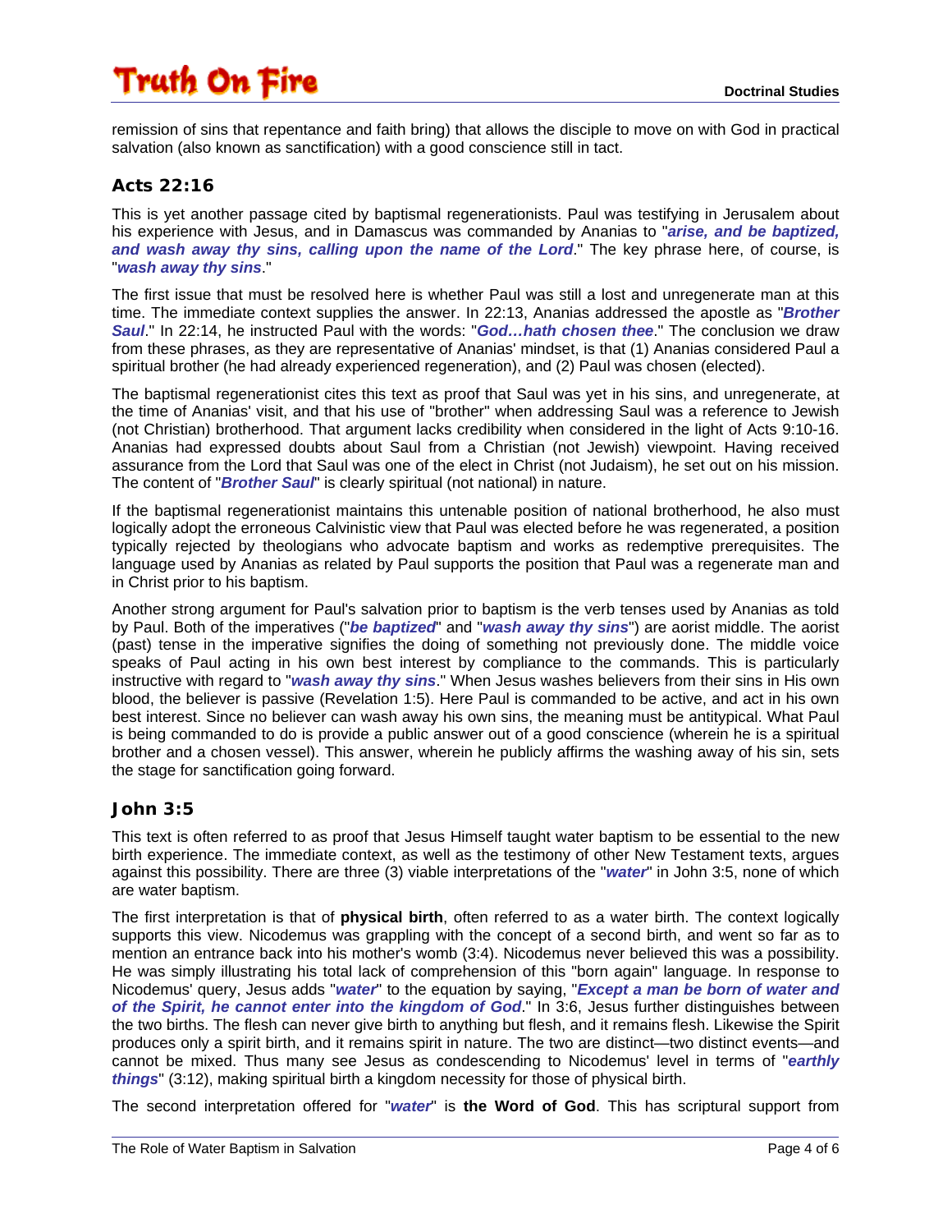remission of sins that repentance and faith bring) that allows the disciple to move on with God in practical salvation (also known as sanctification) with a good conscience still in tact.

## Acts 22:16

This is yet another passage cited by baptismal regenerationists. Paul was testifying in Jerusalem about his experience with Jesus, and in Damascus was commanded by Ananias to "***arise, and be baptized, and wash away thy sins, calling upon the name of the Lord***." The key phrase here, of course, is "***wash away thy sins***."

The first issue that must be resolved here is whether Paul was still a lost and unregenerate man at this time. The immediate context supplies the answer. In 22:13, Ananias addressed the apostle as "***Brother Saul***." In 22:14, he instructed Paul with the words: "***God…hath chosen thee***." The conclusion we draw from these phrases, as they are representative of Ananias' mindset, is that (1) Ananias considered Paul a spiritual brother (he had already experienced regeneration), and (2) Paul was chosen (elected).

The baptismal regenerationist cites this text as proof that Saul was yet in his sins, and unregenerate, at the time of Ananias' visit, and that his use of "brother" when addressing Saul was a reference to Jewish (not Christian) brotherhood. That argument lacks credibility when considered in the light of Acts 9:10-16. Ananias had expressed doubts about Saul from a Christian (not Jewish) viewpoint. Having received assurance from the Lord that Saul was one of the elect in Christ (not Judaism), he set out on his mission. The content of "***Brother Saul***" is clearly spiritual (not national) in nature.

If the baptismal regenerationist maintains this untenable position of national brotherhood, he also must logically adopt the erroneous Calvinistic view that Paul was elected before he was regenerated, a position typically rejected by theologians who advocate baptism and works as redemptive prerequisites. The language used by Ananias as related by Paul supports the position that Paul was a regenerate man and in Christ prior to his baptism.

Another strong argument for Paul's salvation prior to baptism is the verb tenses used by Ananias as told by Paul. Both of the imperatives ("***be baptized***" and "***wash away thy sins***") are aorist middle. The aorist (past) tense in the imperative signifies the doing of something not previously done. The middle voice speaks of Paul acting in his own best interest by compliance to the commands. This is particularly instructive with regard to "***wash away thy sins***." When Jesus washes believers from their sins in His own blood, the believer is passive (Revelation 1:5). Here Paul is commanded to be active, and act in his own best interest. Since no believer can wash away his own sins, the meaning must be antitypical. What Paul is being commanded to do is provide a public answer out of a good conscience (wherein he is a spiritual brother and a chosen vessel). This answer, wherein he publicly affirms the washing away of his sin, sets the stage for sanctification going forward.

## John 3:5

This text is often referred to as proof that Jesus Himself taught water baptism to be essential to the new birth experience. The immediate context, as well as the testimony of other New Testament texts, argues against this possibility. There are three (3) viable interpretations of the "***water***" in John 3:5, none of which are water baptism.

The first interpretation is that of **physical birth**, often referred to as a water birth. The context logically supports this view. Nicodemus was grappling with the concept of a second birth, and went so far as to mention an entrance back into his mother's womb (3:4). Nicodemus never believed this was a possibility. He was simply illustrating his total lack of comprehension of this "born again" language. In response to Nicodemus' query, Jesus adds "***water***" to the equation by saying, "***Except a man be born of water and of the Spirit, he cannot enter into the kingdom of God***." In 3:6, Jesus further distinguishes between the two births. The flesh can never give birth to anything but flesh, and it remains flesh. Likewise the Spirit produces only a spirit birth, and it remains spirit in nature. The two are distinct—two distinct events—and cannot be mixed. Thus many see Jesus as condescending to Nicodemus' level in terms of "***earthly things***" (3:12), making spiritual birth a kingdom necessity for those of physical birth.

The second interpretation offered for "***water***" is **the Word of God**. This has scriptural support from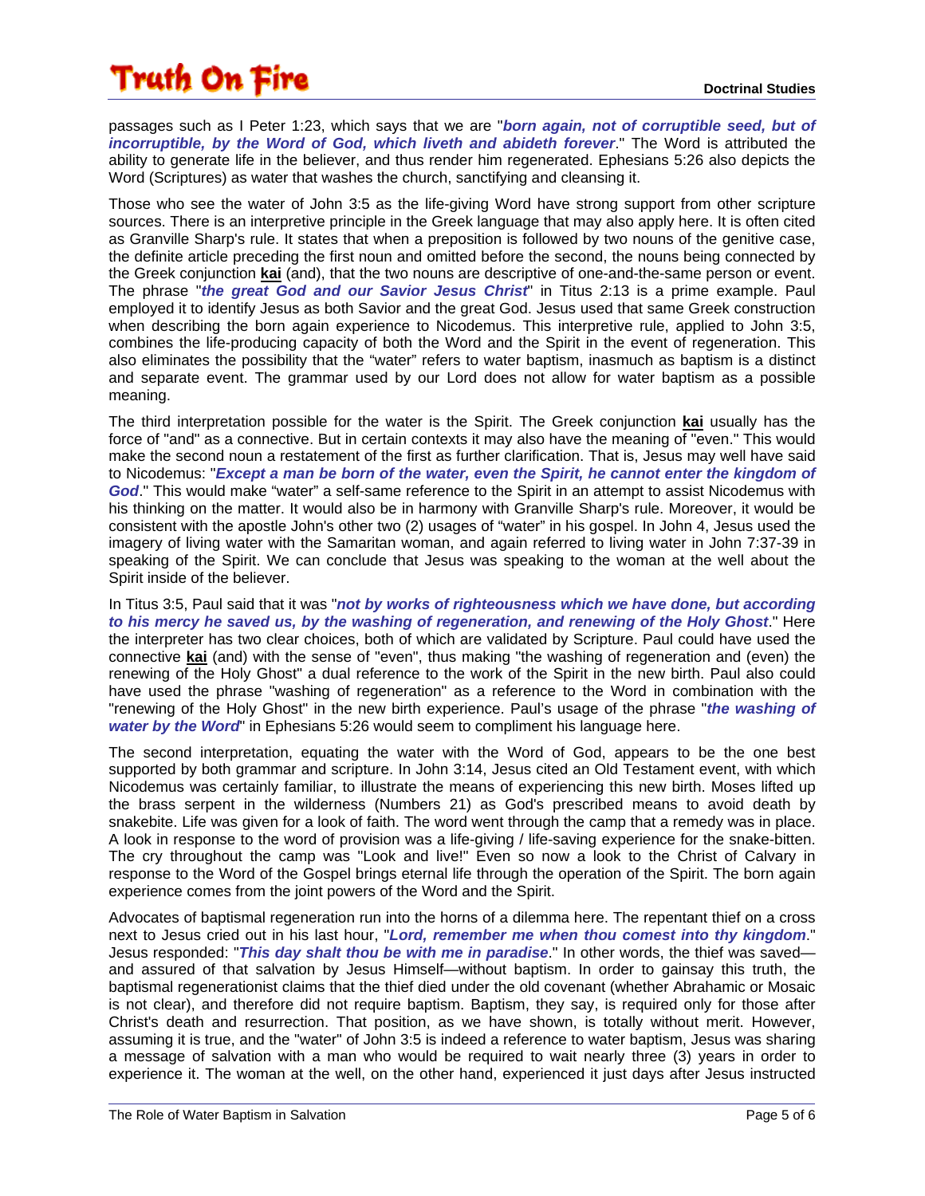passages such as I Peter 1:23, which says that we are "***born again, not of corruptible seed, but of incorruptible, by the Word of God, which liveth and abideth forever***." The Word is attributed the ability to generate life in the believer, and thus render him regenerated. Ephesians 5:26 also depicts the Word (Scriptures) as water that washes the church, sanctifying and cleansing it.

Those who see the water of John 3:5 as the life-giving Word have strong support from other scripture sources. There is an interpretive principle in the Greek language that may also apply here. It is often cited as Granville Sharp's rule. It states that when a preposition is followed by two nouns of the genitive case, the definite article preceding the first noun and omitted before the second, the nouns being connected by the Greek conjunction **kai** (and), that the two nouns are descriptive of one-and-the-same person or event. The phrase "***the great God and our Savior Jesus Christ***" in Titus 2:13 is a prime example. Paul employed it to identify Jesus as both Savior and the great God. Jesus used that same Greek construction when describing the born again experience to Nicodemus. This interpretive rule, applied to John 3:5, combines the life-producing capacity of both the Word and the Spirit in the event of regeneration. This also eliminates the possibility that the "water" refers to water baptism, inasmuch as baptism is a distinct and separate event. The grammar used by our Lord does not allow for water baptism as a possible meaning.

The third interpretation possible for the water is the Spirit. The Greek conjunction **kai** usually has the force of "and" as a connective. But in certain contexts it may also have the meaning of "even." This would make the second noun a restatement of the first as further clarification. That is, Jesus may well have said to Nicodemus: "***Except a man be born of the water, even the Spirit, he cannot enter the kingdom of God***." This would make "water" a self-same reference to the Spirit in an attempt to assist Nicodemus with his thinking on the matter. It would also be in harmony with Granville Sharp's rule. Moreover, it would be consistent with the apostle John's other two (2) usages of "water" in his gospel. In John 4, Jesus used the imagery of living water with the Samaritan woman, and again referred to living water in John 7:37-39 in speaking of the Spirit. We can conclude that Jesus was speaking to the woman at the well about the Spirit inside of the believer.

In Titus 3:5, Paul said that it was "***not by works of righteousness which we have done, but according to his mercy he saved us, by the washing of regeneration, and renewing of the Holy Ghost***." Here the interpreter has two clear choices, both of which are validated by Scripture. Paul could have used the connective **kai** (and) with the sense of "even", thus making "the washing of regeneration and (even) the renewing of the Holy Ghost" a dual reference to the work of the Spirit in the new birth. Paul also could have used the phrase "washing of regeneration" as a reference to the Word in combination with the "renewing of the Holy Ghost" in the new birth experience. Paul's usage of the phrase "***the washing of water by the Word***" in Ephesians 5:26 would seem to compliment his language here.

The second interpretation, equating the water with the Word of God, appears to be the one best supported by both grammar and scripture. In John 3:14, Jesus cited an Old Testament event, with which Nicodemus was certainly familiar, to illustrate the means of experiencing this new birth. Moses lifted up the brass serpent in the wilderness (Numbers 21) as God's prescribed means to avoid death by snakebite. Life was given for a look of faith. The word went through the camp that a remedy was in place. A look in response to the word of provision was a life-giving / life-saving experience for the snake-bitten. The cry throughout the camp was "Look and live!" Even so now a look to the Christ of Calvary in response to the Word of the Gospel brings eternal life through the operation of the Spirit. The born again experience comes from the joint powers of the Word and the Spirit.

Advocates of baptismal regeneration run into the horns of a dilemma here. The repentant thief on a cross next to Jesus cried out in his last hour, "***Lord, remember me when thou comest into thy kingdom***." Jesus responded: "***This day shalt thou be with me in paradise***." In other words, the thief was saved—and assured of that salvation by Jesus Himself—without baptism. In order to gainsay this truth, the baptismal regenerationist claims that the thief died under the old covenant (whether Abrahamic or Mosaic is not clear), and therefore did not require baptism. Baptism, they say, is required only for those after Christ's death and resurrection. That position, as we have shown, is totally without merit. However, assuming it is true, and the "water" of John 3:5 is indeed a reference to water baptism, Jesus was sharing a message of salvation with a man who would be required to wait nearly three (3) years in order to experience it. The woman at the well, on the other hand, experienced it just days after Jesus instructed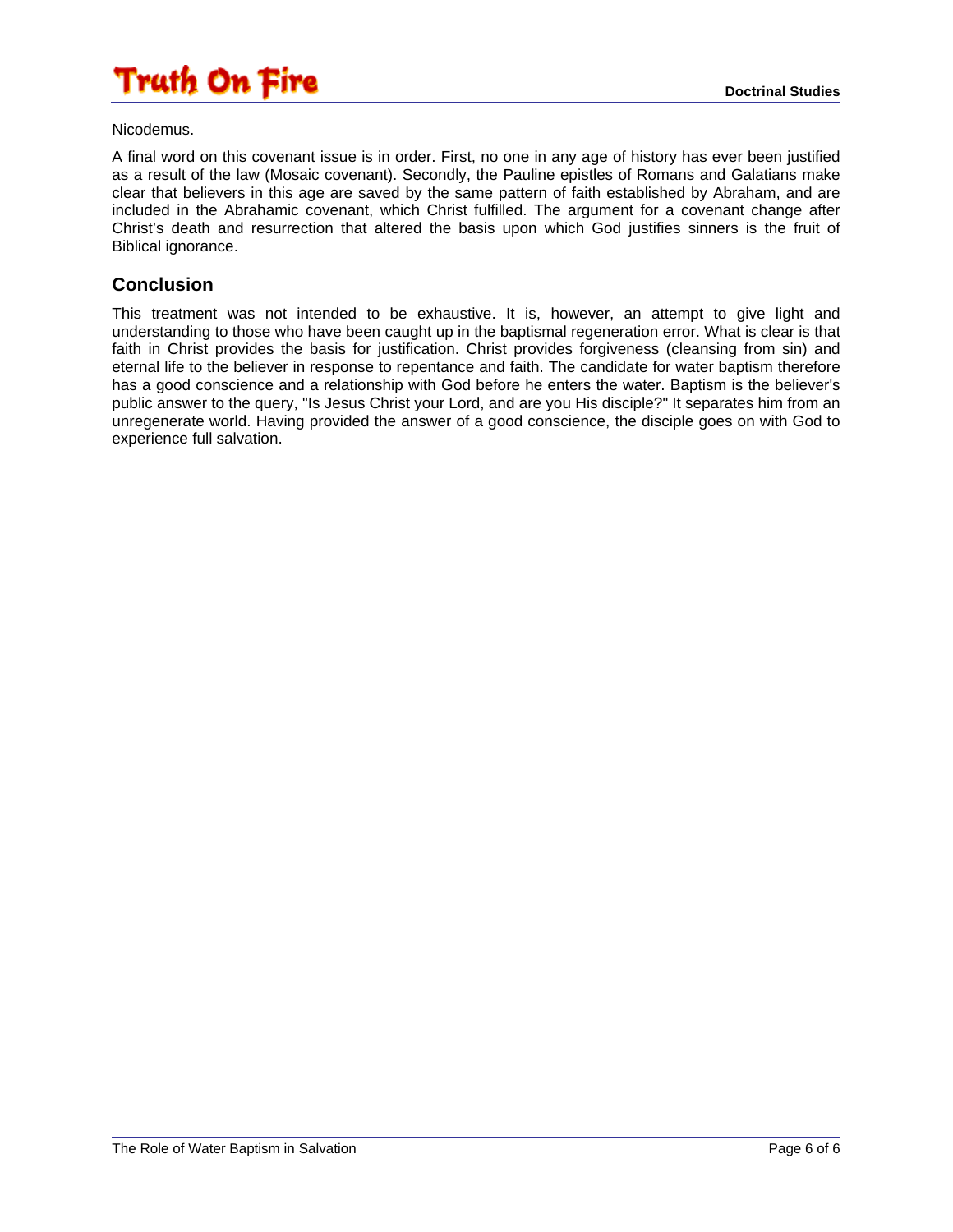Nicodemus.

A final word on this covenant issue is in order. First, no one in any age of history has ever been justified as a result of the law (Mosaic covenant). Secondly, the Pauline epistles of Romans and Galatians make clear that believers in this age are saved by the same pattern of faith established by Abraham, and are included in the Abrahamic covenant, which Christ fulfilled. The argument for a covenant change after Christ's death and resurrection that altered the basis upon which God justifies sinners is the fruit of Biblical ignorance.

## Conclusion

This treatment was not intended to be exhaustive. It is, however, an attempt to give light and understanding to those who have been caught up in the baptismal regeneration error. What is clear is that faith in Christ provides the basis for justification. Christ provides forgiveness (cleansing from sin) and eternal life to the believer in response to repentance and faith. The candidate for water baptism therefore has a good conscience and a relationship with God before he enters the water. Baptism is the believer's public answer to the query, "Is Jesus Christ your Lord, and are you His disciple?" It separates him from an unregenerate world. Having provided the answer of a good conscience, the disciple goes on with God to experience full salvation.